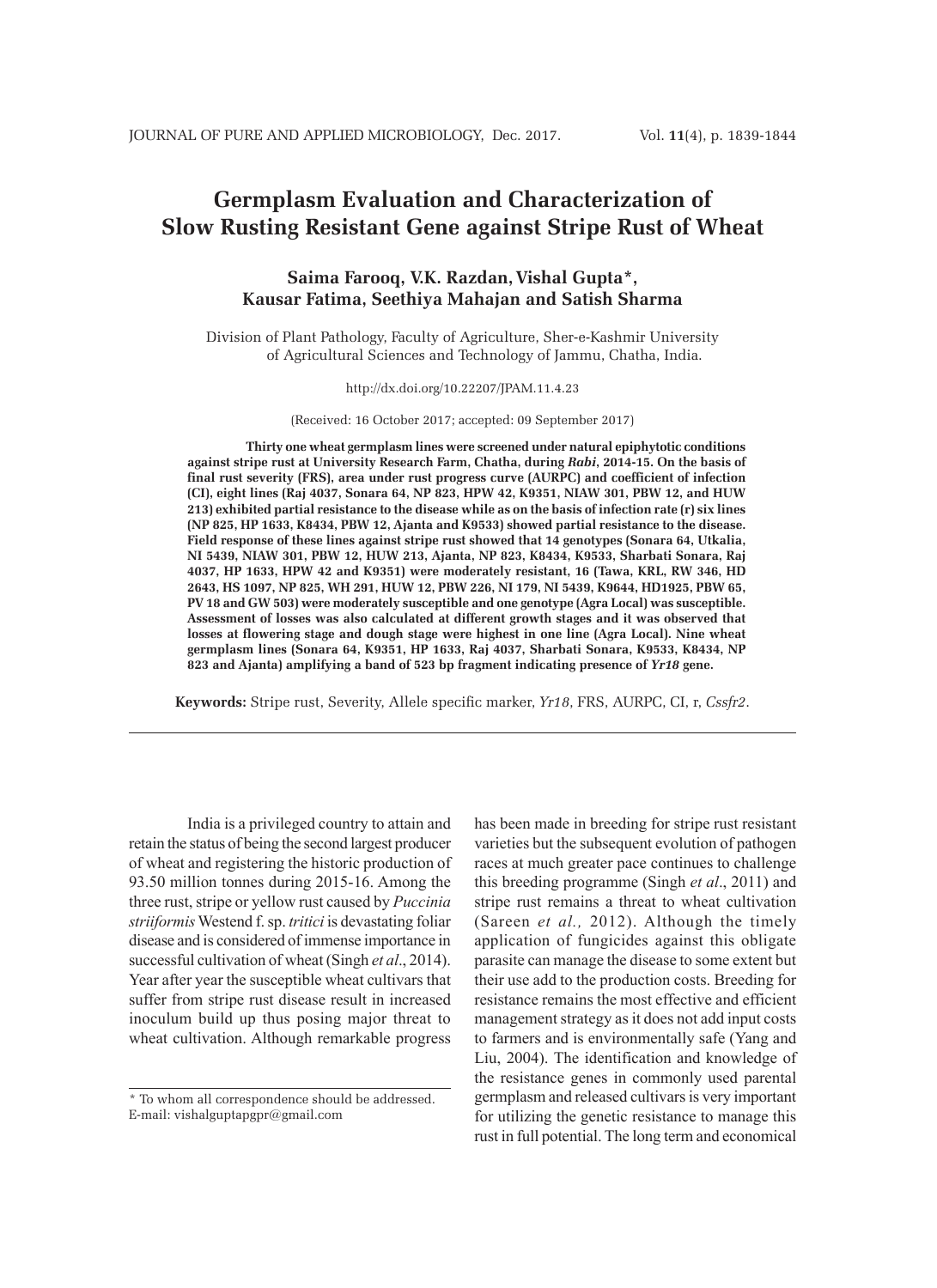# Germplasm Evaluation and Characterization of Slow Rusting Resistant Gene against Stripe Rust of Wheat

**Saima Farooq, V.K. Razdan, Vishal Gupta\*, Kausar Fatima, Seethiya Mahajan and Satish Sharma**

Division of Plant Pathology, Faculty of Agriculture, Sher-e-Kashmir University of Agricultural Sciences and Technology of Jammu, Chatha, India.

http://dx.doi.org/10.22207/JPAM.11.4.23

(Received: 16 October 2017; accepted: 09 September 2017)

**Thirty one wheat germplasm lines were screened under natural epiphytotic conditions against stripe rust at University Research Farm, Chatha, during *Rabi*, 2014-15. On the basis of final rust severity (FRS), area under rust progress curve (AURPC) and coefficient of infection (CI), eight lines (Raj 4037, Sonara 64, NP 823, HPW 42, K9351, NIAW 301, PBW 12, and HUW 213) exhibited partial resistance to the disease while as on the basis of infection rate (r) six lines (NP 825, HP 1633, K8434, PBW 12, Ajanta and K9533) showed partial resistance to the disease. Field response of these lines against stripe rust showed that 14 genotypes (Sonara 64, Utkalia, NI 5439, NIAW 301, PBW 12, HUW 213, Ajanta, NP 823, K8434, K9533, Sharbati Sonara, Raj 4037, HP 1633, HPW 42 and K9351) were moderately resistant, 16 (Tawa, KRL, RW 346, HD 2643, HS 1097, NP 825, WH 291, HUW 12, PBW 226, NI 179, NI 5439, K9644, HD1925, PBW 65, PV 18 and GW 503) were moderately susceptible and one genotype (Agra Local) was susceptible. Assessment of losses was also calculated at different growth stages and it was observed that losses at flowering stage and dough stage were highest in one line (Agra Local). Nine wheat germplasm lines (Sonara 64, K9351, HP 1633, Raj 4037, Sharbati Sonara, K9533, K8434, NP 823 and Ajanta) amplifying a band of 523 bp fragment indicating presence of *Yr18* gene.**

**Keywords:** Stripe rust, Severity, Allele specific marker, *Yr18*, FRS, AURPC, CI, r, *Cssfr2*.

---

India is a privileged country to attain and retain the status of being the second largest producer of wheat and registering the historic production of 93.50 million tonnes during 2015-16. Among the three rust, stripe or yellow rust caused by *Puccinia striiformis* Westend f. sp. *tritici* is devastating foliar disease and is considered of immense importance in successful cultivation of wheat (Singh *et al*., 2014). Year after year the susceptible wheat cultivars that suffer from stripe rust disease result in increased inoculum build up thus posing major threat to wheat cultivation. Although remarkable progress has been made in breeding for stripe rust resistant varieties but the subsequent evolution of pathogen races at much greater pace continues to challenge this breeding programme (Singh *et al*., 2011) and stripe rust remains a threat to wheat cultivation (Sareen *et al.,* 2012). Although the timely application of fungicides against this obligate parasite can manage the disease to some extent but their use add to the production costs. Breeding for resistance remains the most effective and efficient management strategy as it does not add input costs to farmers and is environmentally safe (Yang and Liu, 2004). The identification and knowledge of the resistance genes in commonly used parental germplasm and released cultivars is very important for utilizing the genetic resistance to manage this rust in full potential. The long term and economical

\* To whom all correspondence should be addressed.
E-mail: vishalguptapgpr@gmail.com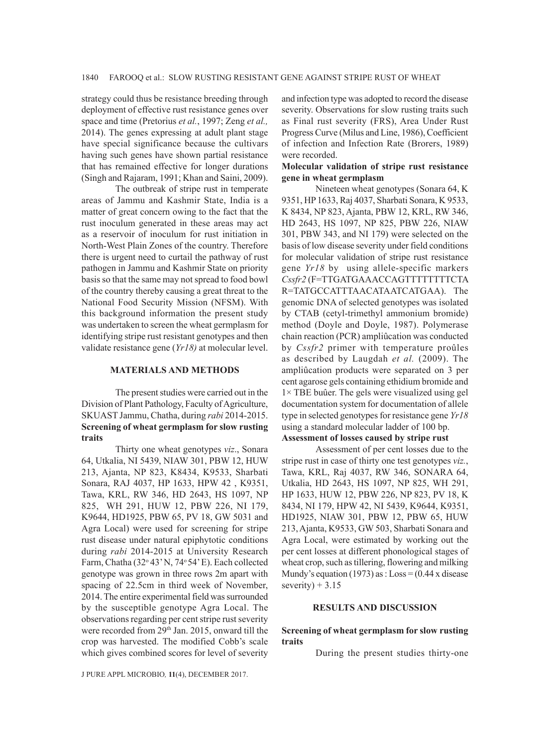strategy could thus be resistance breeding through deployment of effective rust resistance genes over space and time (Pretorius *et al.*, 1997; Zeng *et al.,* 2014). The genes expressing at adult plant stage have special significance because the cultivars having such genes have shown partial resistance that has remained effective for longer durations (Singh and Rajaram, 1991; Khan and Saini, 2009).

The outbreak of stripe rust in temperate areas of Jammu and Kashmir State, India is a matter of great concern owing to the fact that the rust inoculum generated in these areas may act as a reservoir of inoculum for rust initiation in North-West Plain Zones of the country. Therefore there is urgent need to curtail the pathway of rust pathogen in Jammu and Kashmir State on priority basis so that the same may not spread to food bowl of the country thereby causing a great threat to the National Food Security Mission (NFSM). With this background information the present study was undertaken to screen the wheat germplasm for identifying stripe rust resistant genotypes and then validate resistance gene (*Yr18)* at molecular level.

## MATERIALS AND METHODS

The present studies were carried out in the Division of Plant Pathology, Faculty of Agriculture, SKUAST Jammu, Chatha, during *rabi* 2014-2015.

### Screening of wheat germplasm for slow rusting traits

Thirty one wheat genotypes *viz*., Sonara 64, Utkalia, NI 5439, NIAW 301, PBW 12, HUW 213, Ajanta, NP 823, K8434, K9533, Sharbati Sonara, RAJ 4037, HP 1633, HPW 42 , K9351, Tawa, KRL, RW 346, HD 2643, HS 1097, NP 825, WH 291, HUW 12, PBW 226, NI 179, K9644, HD1925, PBW 65, PV 18, GW 5031 and Agra Local) were used for screening for stripe rust disease under natural epiphytotic conditions during *rabi* 2014-2015 at University Research Farm, Chatha (32° 43' N, 74° 54' E). Each collected genotype was grown in three rows 2m apart with spacing of 22.5cm in third week of November, 2014. The entire experimental field was surrounded by the susceptible genotype Agra Local. The observations regarding per cent stripe rust severity were recorded from 29th Jan. 2015, onward till the crop was harvested. The modified Cobb's scale which gives combined scores for level of severity and infection type was adopted to record the disease severity. Observations for slow rusting traits such as Final rust severity (FRS), Area Under Rust Progress Curve (Milus and Line, 1986), Coefficient of infection and Infection Rate (Brorers, 1989) were recorded.

### Molecular validation of stripe rust resistance gene in wheat germplasm

Nineteen wheat genotypes (Sonara 64, K 9351, HP 1633, Raj 4037, Sharbati Sonara, K 9533, K 8434, NP 823, Ajanta, PBW 12, KRL, RW 346, HD 2643, HS 1097, NP 825, PBW 226, NIAW 301, PBW 343, and NI 179) were selected on the basis of low disease severity under field conditions for molecular validation of stripe rust resistance gene *Yr18* by using allele-specific markers *Cssfr2* (F=TTGATGAAACCAGTTTTTTTTCTA R=TATGCCATTTAACATAATCATGAA). The genomic DNA of selected genotypes was isolated by CTAB (cetyl-trimethyl ammonium bromide) method (Doyle and Doyle, 1987). Polymerase chain reaction (PCR) ampliûcation was conducted by *Cssfr2* primer with temperature proûles as described by Laugdah *et al.* (2009). The ampliûcation products were separated on 3 per cent agarose gels containing ethidium bromide and 1× TBE buûer. The gels were visualized using gel documentation system for documentation of allele type in selected genotypes for resistance gene *Yr18* using a standard molecular ladder of 100 bp.

### Assessment of losses caused by stripe rust

Assessment of per cent losses due to the stripe rust in case of thirty one test genotypes *viz.*, Tawa, KRL, Raj 4037, RW 346, SONARA 64, Utkalia, HD 2643, HS 1097, NP 825, WH 291, HP 1633, HUW 12, PBW 226, NP 823, PV 18, K 8434, NI 179, HPW 42, NI 5439, K9644, K9351, HD1925, NIAW 301, PBW 12, PBW 65, HUW 213, Ajanta, K9533, GW 503, Sharbati Sonara and Agra Local, were estimated by working out the per cent losses at different phonological stages of wheat crop, such as tillering, flowering and milking Mundy's equation (1973) as : Loss = (0.44 x disease severity) + 3.15

## RESULTS AND DISCUSSION

### Screening of wheat germplasm for slow rusting traits

During the present studies thirty-one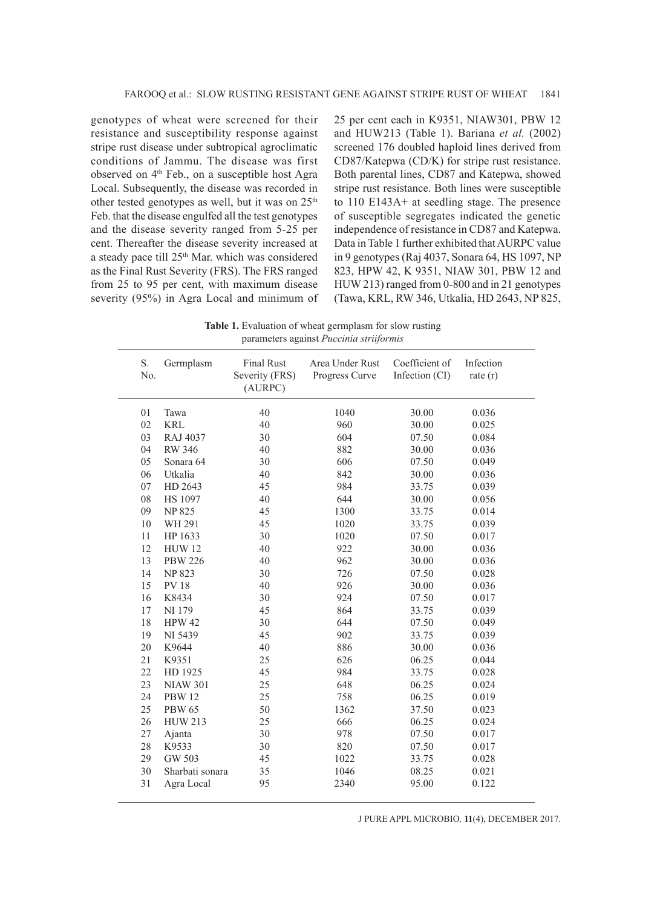genotypes of wheat were screened for their resistance and susceptibility response against stripe rust disease under subtropical agroclimatic conditions of Jammu. The disease was first observed on 4th Feb., on a susceptible host Agra Local. Subsequently, the disease was recorded in other tested genotypes as well, but it was on 25th Feb. that the disease engulfed all the test genotypes and the disease severity ranged from 5-25 per cent. Thereafter the disease severity increased at a steady pace till 25th Mar. which was considered as the Final Rust Severity (FRS). The FRS ranged from 25 to 95 per cent, with maximum disease severity (95%) in Agra Local and minimum of 25 per cent each in K9351, NIAW301, PBW 12 and HUW213 (Table 1). Bariana *et al.* (2002) screened 176 doubled haploid lines derived from CD87/Katepwa (CD/K) for stripe rust resistance. Both parental lines, CD87 and Katepwa, showed stripe rust resistance. Both lines were susceptible to 110 E143A+ at seedling stage. The presence of susceptible segregates indicated the genetic independence of resistance in CD87 and Katepwa. Data in Table 1 further exhibited that AURPC value in 9 genotypes (Raj 4037, Sonara 64, HS 1097, NP 823, HPW 42, K 9351, NIAW 301, PBW 12 and HUW 213) ranged from 0-800 and in 21 genotypes (Tawa, KRL, RW 346, Utkalia, HD 2643, NP 825,

**Table 1.** Evaluation of wheat germplasm for slow rusting parameters against *Puccinia striiformis*

| S. No. | Germplasm | Final Rust Severity (FRS) (AURPC) | Area Under Rust Progress Curve | Coefficient of Infection (CI) | Infection rate (r) |
|---|---|---|---|---|---|
| 01 | Tawa | 40 | 1040 | 30.00 | 0.036 |
| 02 | KRL | 40 | 960 | 30.00 | 0.025 |
| 03 | RAJ 4037 | 30 | 604 | 07.50 | 0.084 |
| 04 | RW 346 | 40 | 882 | 30.00 | 0.036 |
| 05 | Sonara 64 | 30 | 606 | 07.50 | 0.049 |
| 06 | Utkalia | 40 | 842 | 30.00 | 0.036 |
| 07 | HD 2643 | 45 | 984 | 33.75 | 0.039 |
| 08 | HS 1097 | 40 | 644 | 30.00 | 0.056 |
| 09 | NP 825 | 45 | 1300 | 33.75 | 0.014 |
| 10 | WH 291 | 45 | 1020 | 33.75 | 0.039 |
| 11 | HP 1633 | 30 | 1020 | 07.50 | 0.017 |
| 12 | HUW 12 | 40 | 922 | 30.00 | 0.036 |
| 13 | PBW 226 | 40 | 962 | 30.00 | 0.036 |
| 14 | NP 823 | 30 | 726 | 07.50 | 0.028 |
| 15 | PV 18 | 40 | 926 | 30.00 | 0.036 |
| 16 | K8434 | 30 | 924 | 07.50 | 0.017 |
| 17 | NI 179 | 45 | 864 | 33.75 | 0.039 |
| 18 | HPW 42 | 30 | 644 | 07.50 | 0.049 |
| 19 | NI 5439 | 45 | 902 | 33.75 | 0.039 |
| 20 | K9644 | 40 | 886 | 30.00 | 0.036 |
| 21 | K9351 | 25 | 626 | 06.25 | 0.044 |
| 22 | HD 1925 | 45 | 984 | 33.75 | 0.028 |
| 23 | NIAW 301 | 25 | 648 | 06.25 | 0.024 |
| 24 | PBW 12 | 25 | 758 | 06.25 | 0.019 |
| 25 | PBW 65 | 50 | 1362 | 37.50 | 0.023 |
| 26 | HUW 213 | 25 | 666 | 06.25 | 0.024 |
| 27 | Ajanta | 30 | 978 | 07.50 | 0.017 |
| 28 | K9533 | 30 | 820 | 07.50 | 0.017 |
| 29 | GW 503 | 45 | 1022 | 33.75 | 0.028 |
| 30 | Sharbati sonara | 35 | 1046 | 08.25 | 0.021 |
| 31 | Agra Local | 95 | 2340 | 95.00 | 0.122 |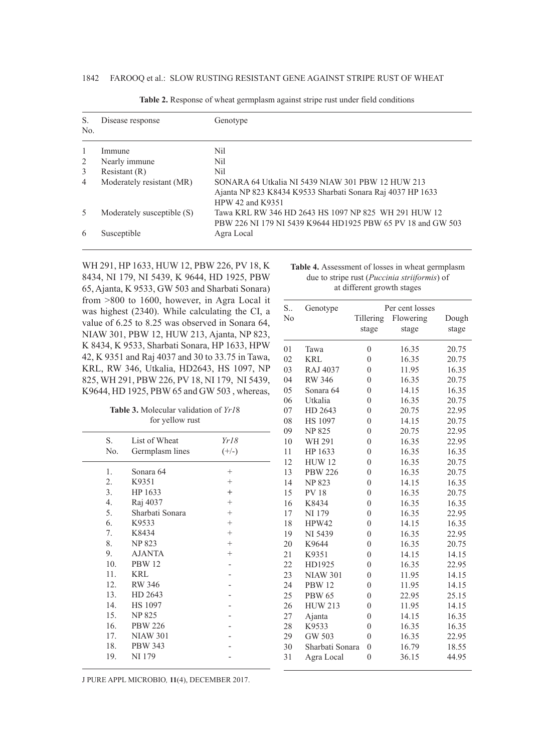**Table 2.** Response of wheat germplasm against stripe rust under field conditions

| S. No. | Disease response | Genotype |
|---|---|---|
| 1 | Immune | Nil |
| 2 | Nearly immune | Nil |
| 3 | Resistant (R) | Nil |
| 4 | Moderately resistant (MR) | SONARA 64 Utkalia NI 5439 NIAW 301 PBW 12 HUW 213 Ajanta NP 823 K8434 K9533 Sharbati Sonara Raj 4037 HP 1633 HPW 42 and K9351 |
| 5 | Moderately susceptible (S) | Tawa KRL RW 346 HD 2643 HS 1097 NP 825 WH 291 HUW 12 PBW 226 NI 179 NI 5439 K9644 HD1925 PBW 65 PV 18 and GW 503 |
| 6 | Susceptible | Agra Local |

WH 291, HP 1633, HUW 12, PBW 226, PV 18, K 8434, NI 179, NI 5439, K 9644, HD 1925, PBW 65, Ajanta, K 9533, GW 503 and Sharbati Sonara) from >800 to 1600, however, in Agra Local it was highest (2340). While calculating the CI, a value of 6.25 to 8.25 was observed in Sonara 64, NIAW 301, PBW 12, HUW 213, Ajanta, NP 823, K 8434, K 9533, Sharbati Sonara, HP 1633, HPW 42, K 9351 and Raj 4037 and 30 to 33.75 in Tawa, KRL, RW 346, Utkalia, HD2643, HS 1097, NP 825, WH 291, PBW 226, PV 18, NI 179, NI 5439, K9644, HD 1925, PBW 65 and GW 503 , whereas,

**Table 3.** Molecular validation of *Yr18* for yellow rust

| S. No. | List of Wheat Germplasm lines | *Yr18* (+/-) |
|---|---|---|
| 1. | Sonara 64 | + |
| 2. | K9351 | + |
| 3. | HP 1633 | + |
| 4. | Raj 4037 | + |
| 5. | Sharbati Sonara | + |
| 6. | K9533 | + |
| 7. | K8434 | + |
| 8. | NP 823 | + |
| 9. | AJANTA | + |
| 10. | PBW 12 | - |
| 11. | KRL | - |
| 12. | RW 346 | - |
| 13. | HD 2643 | - |
| 14. | HS 1097 | - |
| 15. | NP 825 | - |
| 16. | PBW 226 | - |
| 17. | NIAW 301 | - |
| 18. | PBW 343 | - |
| 19. | NI 179 | - |

**Table 4.** Assessment of losses in wheat germplasm due to stripe rust (*Puccinia striiformis*) of at different growth stages

| S.. No | Genotype | Per cent losses | | |
|---|---|---|---|---|
| | | Tillering stage | Flowering stage | Dough stage |
| 01 | Tawa | 0 | 16.35 | 20.75 |
| 02 | KRL | 0 | 16.35 | 20.75 |
| 03 | RAJ 4037 | 0 | 11.95 | 16.35 |
| 04 | RW 346 | 0 | 16.35 | 20.75 |
| 05 | Sonara 64 | 0 | 14.15 | 16.35 |
| 06 | Utkalia | 0 | 16.35 | 20.75 |
| 07 | HD 2643 | 0 | 20.75 | 22.95 |
| 08 | HS 1097 | 0 | 14.15 | 20.75 |
| 09 | NP 825 | 0 | 20.75 | 22.95 |
| 10 | WH 291 | 0 | 16.35 | 22.95 |
| 11 | HP 1633 | 0 | 16.35 | 16.35 |
| 12 | HUW 12 | 0 | 16.35 | 20.75 |
| 13 | PBW 226 | 0 | 16.35 | 20.75 |
| 14 | NP 823 | 0 | 14.15 | 16.35 |
| 15 | PV 18 | 0 | 16.35 | 20.75 |
| 16 | K8434 | 0 | 16.35 | 16.35 |
| 17 | NI 179 | 0 | 16.35 | 22.95 |
| 18 | HPW42 | 0 | 14.15 | 16.35 |
| 19 | NI 5439 | 0 | 16.35 | 22.95 |
| 20 | K9644 | 0 | 16.35 | 20.75 |
| 21 | K9351 | 0 | 14.15 | 14.15 |
| 22 | HD1925 | 0 | 16.35 | 22.95 |
| 23 | NIAW 301 | 0 | 11.95 | 14.15 |
| 24 | PBW 12 | 0 | 11.95 | 14.15 |
| 25 | PBW 65 | 0 | 22.95 | 25.15 |
| 26 | HUW 213 | 0 | 11.95 | 14.15 |
| 27 | Ajanta | 0 | 14.15 | 16.35 |
| 28 | K9533 | 0 | 16.35 | 16.35 |
| 29 | GW 503 | 0 | 16.35 | 22.95 |
| 30 | Sharbati Sonara | 0 | 16.79 | 18.55 |
| 31 | Agra Local | 0 | 36.15 | 44.95 |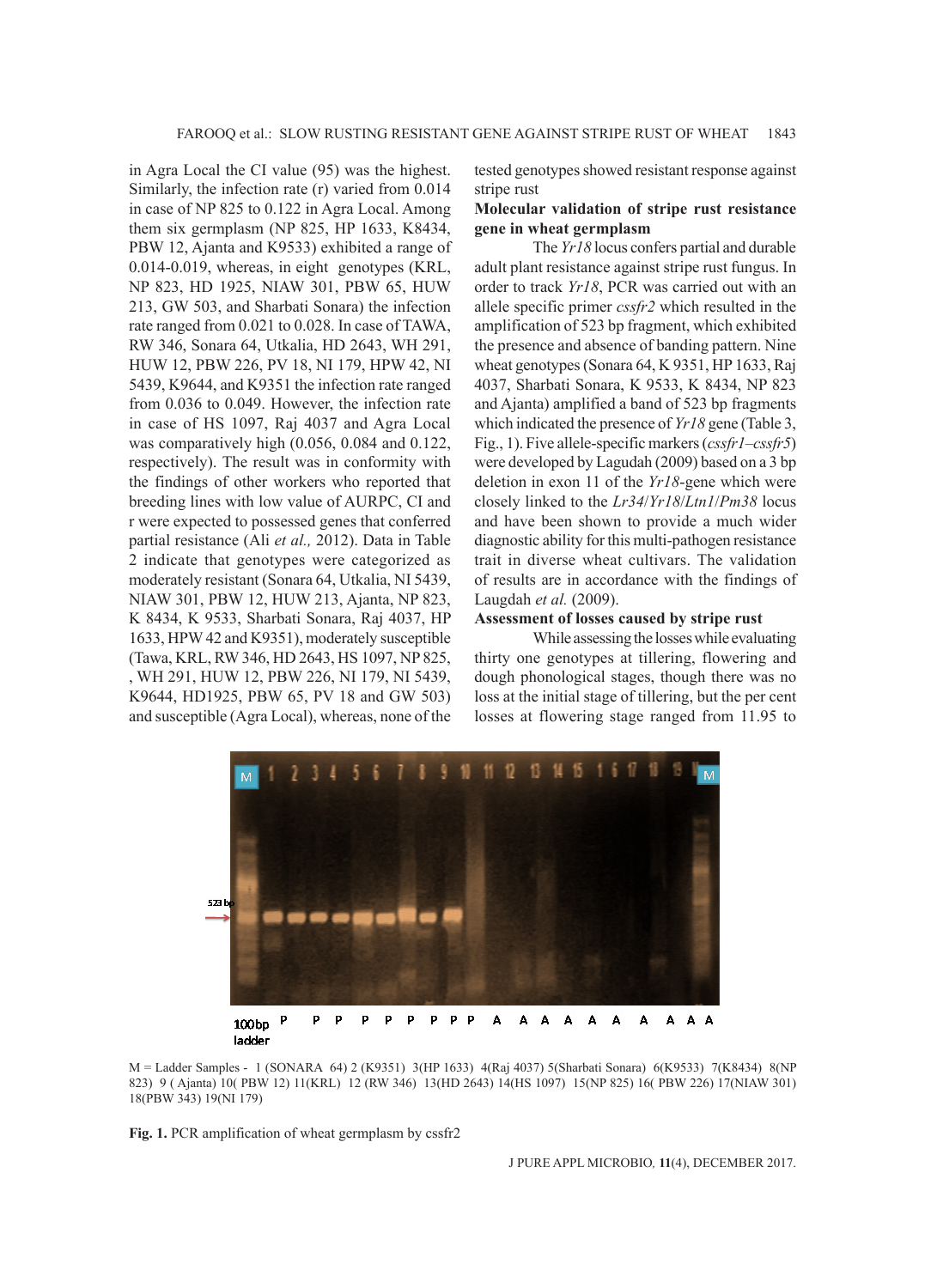in Agra Local the CI value (95) was the highest. Similarly, the infection rate (r) varied from 0.014 in case of NP 825 to 0.122 in Agra Local. Among them six germplasm (NP 825, HP 1633, K8434, PBW 12, Ajanta and K9533) exhibited a range of 0.014-0.019, whereas, in eight genotypes (KRL, NP 823, HD 1925, NIAW 301, PBW 65, HUW 213, GW 503, and Sharbati Sonara) the infection rate ranged from 0.021 to 0.028. In case of TAWA, RW 346, Sonara 64, Utkalia, HD 2643, WH 291, HUW 12, PBW 226, PV 18, NI 179, HPW 42, NI 5439, K9644, and K9351 the infection rate ranged from 0.036 to 0.049. However, the infection rate in case of HS 1097, Raj 4037 and Agra Local was comparatively high (0.056, 0.084 and 0.122, respectively). The result was in conformity with the findings of other workers who reported that breeding lines with low value of AURPC, CI and r were expected to possessed genes that conferred partial resistance (Ali *et al.,* 2012). Data in Table 2 indicate that genotypes were categorized as moderately resistant (Sonara 64, Utkalia, NI 5439, NIAW 301, PBW 12, HUW 213, Ajanta, NP 823, K 8434, K 9533, Sharbati Sonara, Raj 4037, HP 1633, HPW 42 and K9351), moderately susceptible (Tawa, KRL, RW 346, HD 2643, HS 1097, NP 825, , WH 291, HUW 12, PBW 226, NI 179, NI 5439, K9644, HD1925, PBW 65, PV 18 and GW 503) and susceptible (Agra Local), whereas, none of the tested genotypes showed resistant response against stripe rust

**Molecular validation of stripe rust resistance gene in wheat germplasm**

The *Yr18* locus confers partial and durable adult plant resistance against stripe rust fungus. In order to track *Yr18*, PCR was carried out with an allele specific primer *cssfr2* which resulted in the amplification of 523 bp fragment, which exhibited the presence and absence of banding pattern. Nine wheat genotypes (Sonara 64, K 9351, HP 1633, Raj 4037, Sharbati Sonara, K 9533, K 8434, NP 823 and Ajanta) amplified a band of 523 bp fragments which indicated the presence of *Yr18* gene (Table 3, Fig., 1). Five allele-specific markers (*cssfr1–cssfr5*) were developed by Lagudah (2009) based on a 3 bp deletion in exon 11 of the *Yr18*-gene which were closely linked to the *Lr34*/*Yr18*/*Ltn1*/*Pm38* locus and have been shown to provide a much wider diagnostic ability for this multi-pathogen resistance trait in diverse wheat cultivars. The validation of results are in accordance with the findings of Laugdah *et al.* (2009).

**Assessment of losses caused by stripe rust**

While assessing the losses while evaluating thirty one genotypes at tillering, flowering and dough phonological stages, though there was no loss at the initial stage of tillering, but the per cent losses at flowering stage ranged from 11.95 to

M = Ladder Samples - 1 (SONARA 64) 2 (K9351) 3(HP 1633) 4(Raj 4037) 5(Sharbati Sonara) 6(K9533) 7(K8434) 8(NP 823) 9 ( Ajanta) 10( PBW 12) 11(KRL) 12 (RW 346) 13(HD 2643) 14(HS 1097) 15(NP 825) 16( PBW 226) 17(NIAW 301) 18(PBW 343) 19(NI 179)

**Fig. 1.** PCR amplification of wheat germplasm by cssfr2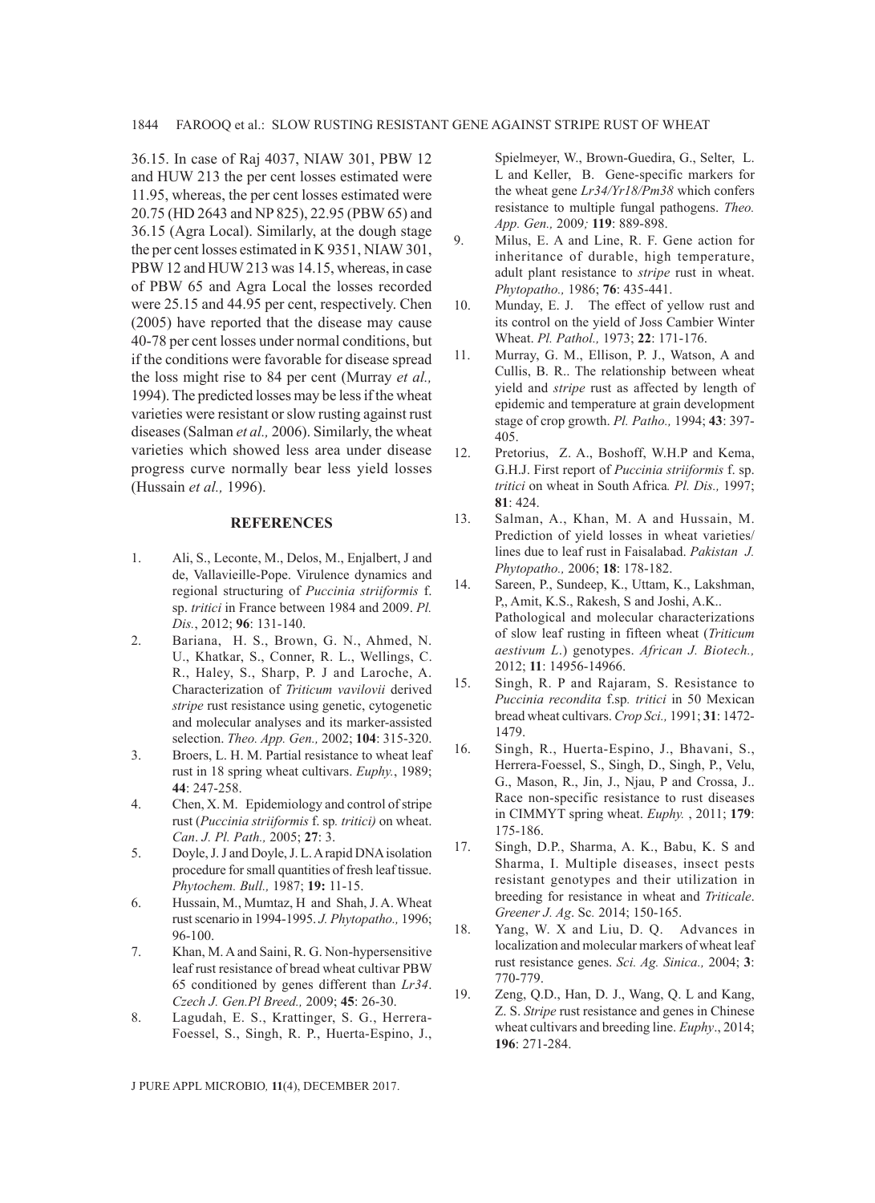36.15. In case of Raj 4037, NIAW 301, PBW 12 and HUW 213 the per cent losses estimated were 11.95, whereas, the per cent losses estimated were 20.75 (HD 2643 and NP 825), 22.95 (PBW 65) and 36.15 (Agra Local). Similarly, at the dough stage the per cent losses estimated in K 9351, NIAW 301, PBW 12 and HUW 213 was 14.15, whereas, in case of PBW 65 and Agra Local the losses recorded were 25.15 and 44.95 per cent, respectively. Chen (2005) have reported that the disease may cause 40-78 per cent losses under normal conditions, but if the conditions were favorable for disease spread the loss might rise to 84 per cent (Murray *et al.,* 1994). The predicted losses may be less if the wheat varieties were resistant or slow rusting against rust diseases (Salman *et al.,* 2006). Similarly, the wheat varieties which showed less area under disease progress curve normally bear less yield losses (Hussain *et al.,* 1996).

## REFERENCES

1. Ali, S., Leconte, M., Delos, M., Enjalbert, J and de, Vallavieille-Pope. Virulence dynamics and regional structuring of *Puccinia striiformis* f. sp. *tritici* in France between 1984 and 2009. *Pl. Dis.*, 2012; **96**: 131-140.
2. Bariana, H. S., Brown, G. N., Ahmed, N. U., Khatkar, S., Conner, R. L., Wellings, C. R., Haley, S., Sharp, P. J and Laroche, A. Characterization of *Triticum vavilovii* derived *stripe* rust resistance using genetic, cytogenetic and molecular analyses and its marker-assisted selection. *Theo. App. Gen.,* 2002; **104**: 315-320.
3. Broers, L. H. M. Partial resistance to wheat leaf rust in 18 spring wheat cultivars. *Euphy.*, 1989; **44**: 247-258.
4. Chen, X. M. Epidemiology and control of stripe rust (*Puccinia striiformis* f. sp. *tritici)* on wheat. *Can. J. Pl. Path.,* 2005; **27**: 3.
5. Doyle, J. J and Doyle, J. L. A rapid DNA isolation procedure for small quantities of fresh leaf tissue. *Phytochem. Bull.,* 1987; **19:** 11-15.
6. Hussain, M., Mumtaz, H and Shah, J. A. Wheat rust scenario in 1994-1995. *J. Phytopatho.,* 1996; 96-100.
7. Khan, M. A and Saini, R. G. Non-hypersensitive leaf rust resistance of bread wheat cultivar PBW 65 conditioned by genes different than *Lr34*. *Czech J. Gen.Pl Breed.,* 2009; **45**: 26-30.
8. Lagudah, E. S., Krattinger, S. G., Herrera-Foessel, S., Singh, R. P., Huerta-Espino, J., Spielmeyer, W., Brown-Guedira, G., Selter, L. L and Keller, B. Gene-specific markers for the wheat gene *Lr34/Yr18/Pm38* which confers resistance to multiple fungal pathogens. *Theo. App. Gen.,* 2009*;* **119**: 889-898.
9. Milus, E. A and Line, R. F. Gene action for inheritance of durable, high temperature, adult plant resistance to *stripe* rust in wheat. *Phytopatho.,* 1986; **76**: 435-441.
10. Munday, E. J. The effect of yellow rust and its control on the yield of Joss Cambier Winter Wheat. *Pl. Pathol.,* 1973; **22**: 171-176.
11. Murray, G. M., Ellison, P. J., Watson, A and Cullis, B. R.. The relationship between wheat yield and *stripe* rust as affected by length of epidemic and temperature at grain development stage of crop growth. *Pl. Patho.,* 1994; **43**: 397-405.
12. Pretorius, Z. A., Boshoff, W.H.P and Kema, G.H.J. First report of *Puccinia striiformis* f. sp. *tritici* on wheat in South Africa*. Pl. Dis.,* 1997; **81**: 424.
13. Salman, A., Khan, M. A and Hussain, M. Prediction of yield losses in wheat varieties/ lines due to leaf rust in Faisalabad. *Pakistan J. Phytopatho.,* 2006; **18**: 178-182.
14. Sareen, P., Sundeep, K., Uttam, K., Lakshman, P., Amit, K.S., Rakesh, S and Joshi, A.K.. Pathological and molecular characterizations of slow leaf rusting in fifteen wheat (*Triticum aestivum L*.) genotypes. *African J. Biotech.,* 2012; **11**: 14956-14966.
15. Singh, R. P and Rajaram, S. Resistance to *Puccinia recondita* f.sp*. tritici* in 50 Mexican bread wheat cultivars. *Crop Sci.,* 1991; **31**: 1472-1479.
16. Singh, R., Huerta-Espino, J., Bhavani, S., Herrera-Foessel, S., Singh, D., Singh, P., Velu, G., Mason, R., Jin, J., Njau, P and Crossa, J.. Race non-specific resistance to rust diseases in CIMMYT spring wheat. *Euphy.* , 2011; **179**: 175-186.
17. Singh, D.P., Sharma, A. K., Babu, K. S and Sharma, I. Multiple diseases, insect pests resistant genotypes and their utilization in breeding for resistance in wheat and *Triticale*. *Greener J. Ag*. Sc*.* 2014; 150-165.
18. Yang, W. X and Liu, D. Q. Advances in localization and molecular markers of wheat leaf rust resistance genes. *Sci. Ag. Sinica.,* 2004; **3**: 770-779.
19. Zeng, Q.D., Han, D. J., Wang, Q. L and Kang, Z. S. *Stripe* rust resistance and genes in Chinese wheat cultivars and breeding line. *Euphy*., 2014; **196**: 271-284.